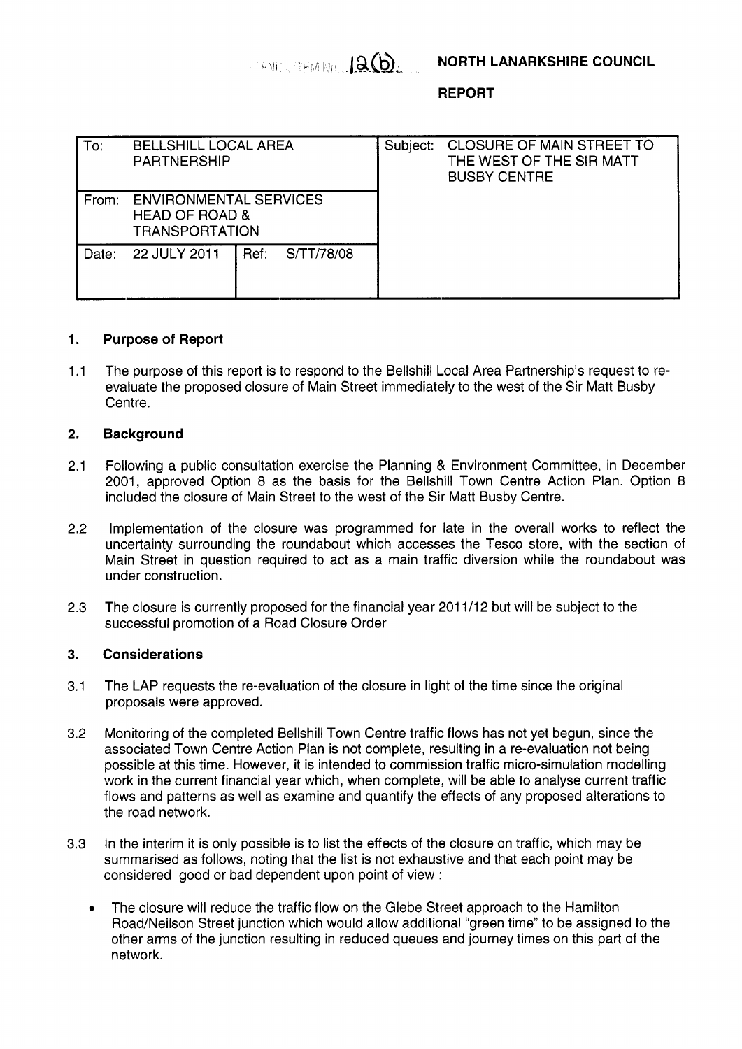AGENDA ITEM No. 12(b)

**NORTH LANARKSHIRE COUNCIL**

**REPORT**

| To: BELLSHILL LOCAL AREA PARTNERSHIP | | Subject: CLOSURE OF MAIN STREET TO THE WEST OF THE SIR MATT BUSBY CENTRE |
|---|---|---|
| From: ENVIRONMENTAL SERVICES HEAD OF ROAD & TRANSPORTATION | | |
| Date: 22 JULY 2011 | Ref: S/TT/78/08 | |

## 1. Purpose of Report

1.1 The purpose of this report is to respond to the Bellshill Local Area Partnership's request to re-evaluate the proposed closure of Main Street immediately to the west of the Sir Matt Busby Centre.

## 2. Background

2.1 Following a public consultation exercise the Planning & Environment Committee, in December 2001, approved Option 8 as the basis for the Bellshill Town Centre Action Plan. Option 8 included the closure of Main Street to the west of the Sir Matt Busby Centre.

2.2 Implementation of the closure was programmed for late in the overall works to reflect the uncertainty surrounding the roundabout which accesses the Tesco store, with the section of Main Street in question required to act as a main traffic diversion while the roundabout was under construction.

2.3 The closure is currently proposed for the financial year 2011/12 but will be subject to the successful promotion of a Road Closure Order

## 3. Considerations

3.1 The LAP requests the re-evaluation of the closure in light of the time since the original proposals were approved.

3.2 Monitoring of the completed Bellshill Town Centre traffic flows has not yet begun, since the associated Town Centre Action Plan is not complete, resulting in a re-evaluation not being possible at this time. However, it is intended to commission traffic micro-simulation modelling work in the current financial year which, when complete, will be able to analyse current traffic flows and patterns as well as examine and quantify the effects of any proposed alterations to the road network.

3.3 In the interim it is only possible is to list the effects of the closure on traffic, which may be summarised as follows, noting that the list is not exhaustive and that each point may be considered good or bad dependent upon point of view :

- The closure will reduce the traffic flow on the Glebe Street approach to the Hamilton Road/Neilson Street junction which would allow additional "green time" to be assigned to the other arms of the junction resulting in reduced queues and journey times on this part of the network.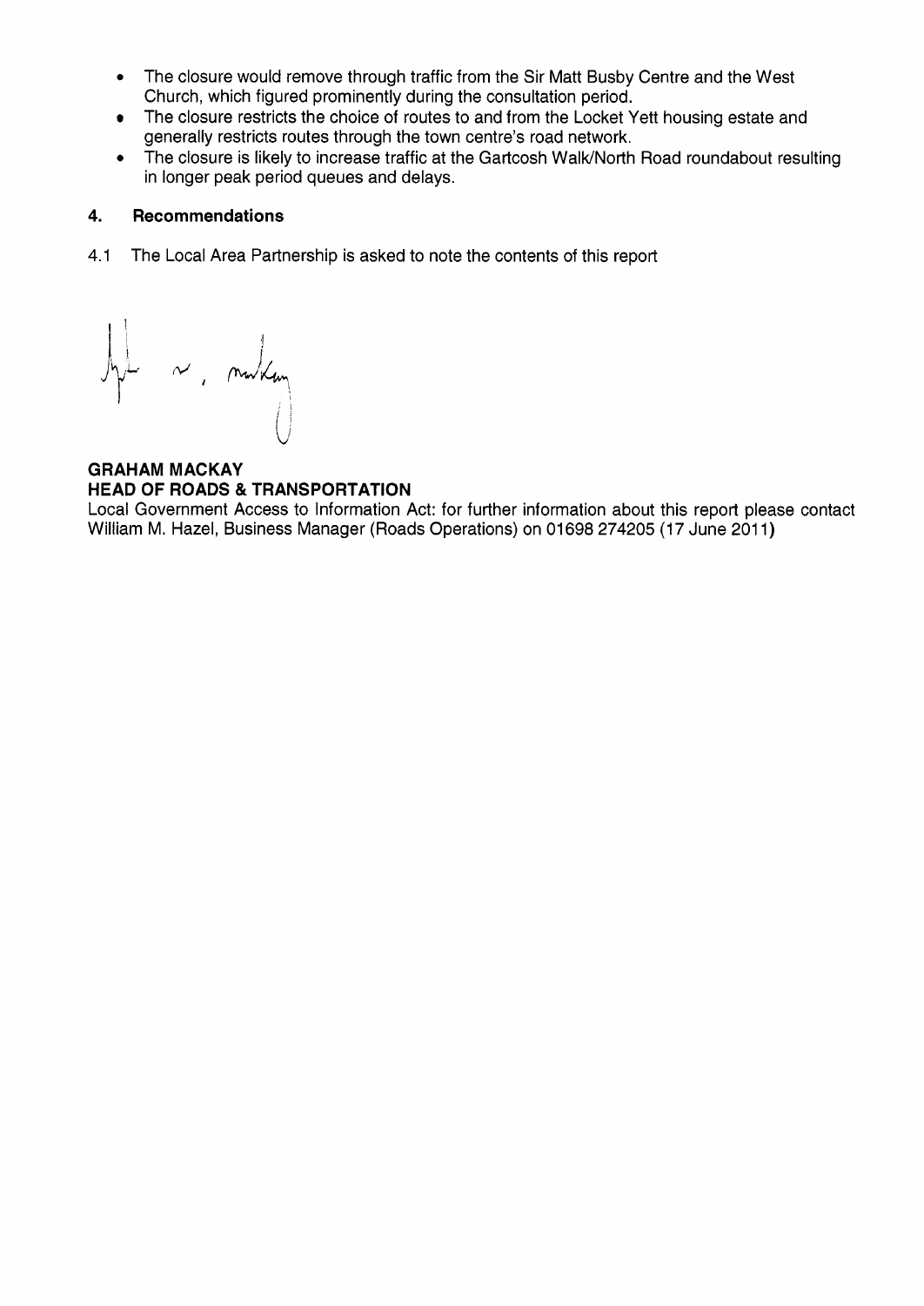- The closure would remove through traffic from the Sir Matt Busby Centre and the West Church, which figured prominently during the consultation period.
- The closure restricts the choice of routes to and from the Locket Yett housing estate and generally restricts routes through the town centre's road network.
- The closure is likely to increase traffic at the Gartcosh Walk/North Road roundabout resulting in longer peak period queues and delays.

## 4. Recommendations

4.1 The Local Area Partnership is asked to note the contents of this report

**GRAHAM MACKAY**
**HEAD OF ROADS & TRANSPORTATION**

Local Government Access to Information Act: for further information about this report please contact William M. Hazel, Business Manager (Roads Operations) on 01698 274205 (17 June 2011)